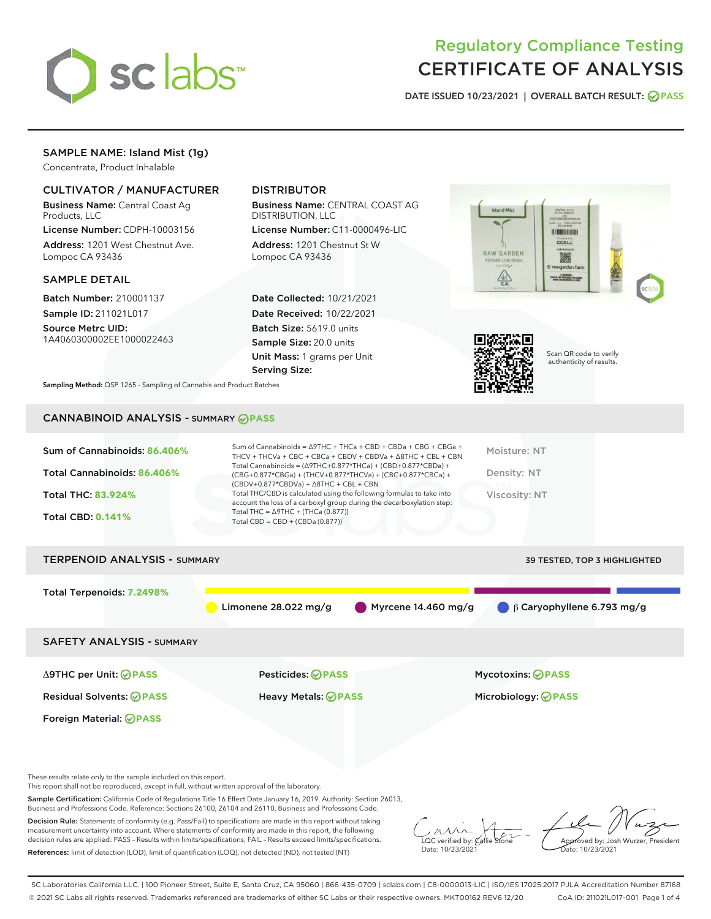# Regulatory Compliance Testing
# CERTIFICATE OF ANALYSIS

DATE ISSUED 10/23/2021 | OVERALL BATCH RESULT: PASS

## SAMPLE NAME: Island Mist (1g)

Concentrate, Product Inhalable

### CULTIVATOR / MANUFACTURER

**Business Name:** Central Coast Ag Products, LLC

**License Number:** CDPH-10003156

**Address:** 1201 West Chestnut Ave. Lompoc CA 93436

### DISTRIBUTOR

**Business Name:** CENTRAL COAST AG DISTRIBUTION, LLC

**License Number:** C11-0000496-LIC

**Address:** 1201 Chestnut St W Lompoc CA 93436

### SAMPLE DETAIL

**Batch Number:** 210001137

**Sample ID:** 211021L017

**Source Metrc UID:** 1A4060300002EE1000022463

**Date Collected:** 10/21/2021

**Date Received:** 10/22/2021

**Batch Size:** 5619.0 units

**Sample Size:** 20.0 units

**Unit Mass:** 1 grams per Unit

**Serving Size:**

Scan QR code to verify authenticity of results.

**Sampling Method:** QSP 1265 - Sampling of Cannabis and Product Batches

## CANNABINOID ANALYSIS - SUMMARY PASS

**Sum of Cannabinoids:** 86.406%

**Total Cannabinoids:** 86.406%

**Total THC:** 83.924%

**Total CBD:** 0.141%

Sum of Cannabinoids = Δ9THC + THCa + CBD + CBDa + CBG + CBGa + THCV + THCVa + CBC + CBCa + CBDV + CBDVa + Δ8THC + CBL + CBN

Total Cannabinoids = (Δ9THC+0.877*THCa) + (CBD+0.877*CBDa) + (CBG+0.877*CBGa) + (THCV+0.877*THCVa) + (CBC+0.877*CBCa) + (CBDV+0.877*CBDVa) + Δ8THC + CBL + CBN

Total THC/CBD is calculated using the following formulas to take into account the loss of a carboxyl group during the decarboxylation step:

Total THC = Δ9THC + (THCa (0.877))

Total CBD = CBD + (CBDa (0.877))

Moisture: NT

Density: NT

Viscosity: NT

## TERPENOID ANALYSIS - SUMMARY

39 TESTED, TOP 3 HIGHLIGHTED

**Total Terpenoids:** 7.2498%

Limonene 28.022 mg/g | Myrcene 14.460 mg/g | β Caryophyllene 6.793 mg/g

## SAFETY ANALYSIS - SUMMARY

| | | |
|---|---|---|
| Δ9THC per Unit: PASS | Pesticides: PASS | Mycotoxins: PASS |
| Residual Solvents: PASS | Heavy Metals: PASS | Microbiology: PASS |
| Foreign Material: PASS | | |

These results relate only to the sample included on this report.
This report shall not be reproduced, except in full, without written approval of the laboratory.

**Sample Certification:** California Code of Regulations Title 16 Effect Date January 16, 2019. Authority: Section 26013, Business and Professions Code. Reference: Sections 26100, 26104 and 26110, Business and Professions Code.

**Decision Rule:** Statements of conformity (e.g. Pass/Fail) to specifications are made in this report without taking measurement uncertainty into account. Where statements of conformity are made in this report, the following decision rules are applied: PASS – Results within limits/specifications, FAIL – Results exceed limits/specifications.

**References:** limit of detection (LOD), limit of quantification (LOQ), not detected (ND), not tested (NT)

LQC verified by: Callie Stone
Date: 10/23/2021

Approved by: Josh Wurzer, President
Date: 10/23/2021

SC Laboratories California LLC. | 100 Pioneer Street, Suite E, Santa Cruz, CA 95060 | 866-435-0709 | sclabs.com | C8-0000013-LIC | ISO/IES 17025:2017 PJLA Accreditation Number 87168
© 2021 SC Labs all rights reserved. Trademarks referenced are trademarks of either SC Labs or their respective owners. MKT00162 REV6 12/20 CoA ID: 211021L017-001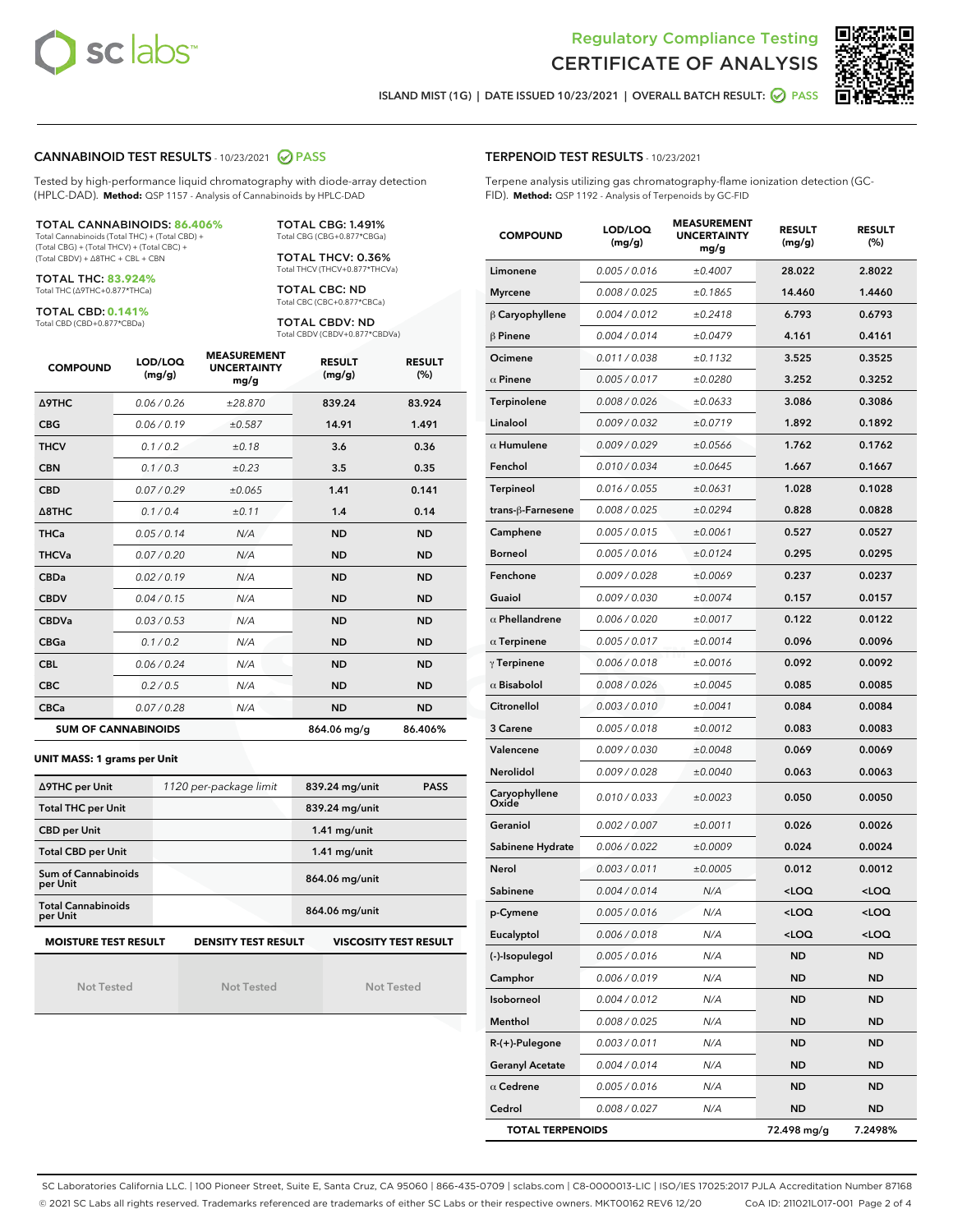Regulatory Compliance Testing

# CERTIFICATE OF ANALYSIS

ISLAND MIST (1G) | DATE ISSUED 10/23/2021 | OVERALL BATCH RESULT: PASS

## CANNABINOID TEST RESULTS - 10/23/2021 PASS

Tested by high-performance liquid chromatography with diode-array detection (HPLC-DAD). **Method:** QSP 1157 - Analysis of Cannabinoids by HPLC-DAD

**TOTAL CANNABINOIDS: 86.406%**
Total Cannabinoids (Total THC) + (Total CBD) + (Total CBG) + (Total THCV) + (Total CBC) + (Total CBDV) + Δ8THC + CBL + CBN

**TOTAL THC: 83.924%**
Total THC (Δ9THC+0.877*THCa)

**TOTAL CBD: 0.141%**
Total CBD (CBD+0.877*CBDa)

**TOTAL CBG: 1.491%**
Total CBG (CBG+0.877*CBGa)

**TOTAL THCV: 0.36%**
Total THCV (THCV+0.877*THCVa)

**TOTAL CBC: ND**
Total CBC (CBC+0.877*CBCa)

**TOTAL CBDV: ND**
Total CBDV (CBDV+0.877*CBDVa)

| COMPOUND | LOD/LOQ (mg/g) | MEASUREMENT UNCERTAINTY mg/g | RESULT (mg/g) | RESULT (%) |
|---|---|---|---|---|
| Δ9THC | 0.06 / 0.26 | ±28.870 | 839.24 | 83.924 |
| CBG | 0.06 / 0.19 | ±0.587 | 14.91 | 1.491 |
| THCV | 0.1 / 0.2 | ±0.18 | 3.6 | 0.36 |
| CBN | 0.1 / 0.3 | ±0.23 | 3.5 | 0.35 |
| CBD | 0.07 / 0.29 | ±0.065 | 1.41 | 0.141 |
| Δ8THC | 0.1 / 0.4 | ±0.11 | 1.4 | 0.14 |
| THCa | 0.05 / 0.14 | N/A | ND | ND |
| THCVa | 0.07 / 0.20 | N/A | ND | ND |
| CBDa | 0.02 / 0.19 | N/A | ND | ND |
| CBDV | 0.04 / 0.15 | N/A | ND | ND |
| CBDVa | 0.03 / 0.53 | N/A | ND | ND |
| CBGa | 0.1 / 0.2 | N/A | ND | ND |
| CBL | 0.06 / 0.24 | N/A | ND | ND |
| CBC | 0.2 / 0.5 | N/A | ND | ND |
| CBCa | 0.07 / 0.28 | N/A | ND | ND |
| **SUM OF CANNABINOIDS** | | | **864.06 mg/g** | **86.406%** |

**UNIT MASS: 1 grams per Unit**

| | | | |
|---|---|---|---|
| Δ9THC per Unit | 1120 per-package limit | 839.24 mg/unit | PASS |
| Total THC per Unit | | 839.24 mg/unit | |
| CBD per Unit | | 1.41 mg/unit | |
| Total CBD per Unit | | 1.41 mg/unit | |
| Sum of Cannabinoids per Unit | | 864.06 mg/unit | |
| Total Cannabinoids per Unit | | 864.06 mg/unit | |

| MOISTURE TEST RESULT | DENSITY TEST RESULT | VISCOSITY TEST RESULT |
|---|---|---|
| Not Tested | Not Tested | Not Tested |

## TERPENOID TEST RESULTS - 10/23/2021

Terpene analysis utilizing gas chromatography-flame ionization detection (GC-FID). **Method:** QSP 1192 - Analysis of Terpenoids by GC-FID

| COMPOUND | LOD/LOQ (mg/g) | MEASUREMENT UNCERTAINTY mg/g | RESULT (mg/g) | RESULT (%) |
|---|---|---|---|---|
| Limonene | 0.005 / 0.016 | ±0.4007 | 28.022 | 2.8022 |
| Myrcene | 0.008 / 0.025 | ±0.1865 | 14.460 | 1.4460 |
| β Caryophyllene | 0.004 / 0.012 | ±0.2418 | 6.793 | 0.6793 |
| β Pinene | 0.004 / 0.014 | ±0.0479 | 4.161 | 0.4161 |
| Ocimene | 0.011 / 0.038 | ±0.1132 | 3.525 | 0.3525 |
| α Pinene | 0.005 / 0.017 | ±0.0280 | 3.252 | 0.3252 |
| Terpinolene | 0.008 / 0.026 | ±0.0633 | 3.086 | 0.3086 |
| Linalool | 0.009 / 0.032 | ±0.0719 | 1.892 | 0.1892 |
| α Humulene | 0.009 / 0.029 | ±0.0566 | 1.762 | 0.1762 |
| Fenchol | 0.010 / 0.034 | ±0.0645 | 1.667 | 0.1667 |
| Terpineol | 0.016 / 0.055 | ±0.0631 | 1.028 | 0.1028 |
| trans-β-Farnesene | 0.008 / 0.025 | ±0.0294 | 0.828 | 0.0828 |
| Camphene | 0.005 / 0.015 | ±0.0061 | 0.527 | 0.0527 |
| Borneol | 0.005 / 0.016 | ±0.0124 | 0.295 | 0.0295 |
| Fenchone | 0.009 / 0.028 | ±0.0069 | 0.237 | 0.0237 |
| Guaiol | 0.009 / 0.030 | ±0.0074 | 0.157 | 0.0157 |
| α Phellandrene | 0.006 / 0.020 | ±0.0017 | 0.122 | 0.0122 |
| α Terpinene | 0.005 / 0.017 | ±0.0014 | 0.096 | 0.0096 |
| γ Terpinene | 0.006 / 0.018 | ±0.0016 | 0.092 | 0.0092 |
| α Bisabolol | 0.008 / 0.026 | ±0.0045 | 0.085 | 0.0085 |
| Citronellol | 0.003 / 0.010 | ±0.0041 | 0.084 | 0.0084 |
| 3 Carene | 0.005 / 0.018 | ±0.0012 | 0.083 | 0.0083 |
| Valencene | 0.009 / 0.030 | ±0.0048 | 0.069 | 0.0069 |
| Nerolidol | 0.009 / 0.028 | ±0.0040 | 0.063 | 0.0063 |
| Caryophyllene Oxide | 0.010 / 0.033 | ±0.0023 | 0.050 | 0.0050 |
| Geraniol | 0.002 / 0.007 | ±0.0011 | 0.026 | 0.0026 |
| Sabinene Hydrate | 0.006 / 0.022 | ±0.0009 | 0.024 | 0.0024 |
| Nerol | 0.003 / 0.011 | ±0.0005 | 0.012 | 0.0012 |
| Sabinene | 0.004 / 0.014 | N/A | <LOQ | <LOQ |
| p-Cymene | 0.005 / 0.016 | N/A | <LOQ | <LOQ |
| Eucalyptol | 0.006 / 0.018 | N/A | <LOQ | <LOQ |
| (-)-Isopulegol | 0.005 / 0.016 | N/A | ND | ND |
| Camphor | 0.006 / 0.019 | N/A | ND | ND |
| Isoborneol | 0.004 / 0.012 | N/A | ND | ND |
| Menthol | 0.008 / 0.025 | N/A | ND | ND |
| R-(+)-Pulegone | 0.003 / 0.011 | N/A | ND | ND |
| Geranyl Acetate | 0.004 / 0.014 | N/A | ND | ND |
| α Cedrene | 0.005 / 0.016 | N/A | ND | ND |
| Cedrol | 0.008 / 0.027 | N/A | ND | ND |
| **TOTAL TERPENOIDS** | | | **72.498 mg/g** | **7.2498%** |

SC Laboratories California LLC. | 100 Pioneer Street, Suite E, Santa Cruz, CA 95060 | 866-435-0709 | sclabs.com | C8-0000013-LIC | ISO/IES 17025:2017 PJLA Accreditation Number 87168
© 2021 SC Labs all rights reserved. Trademarks referenced are trademarks of either SC Labs or their respective owners. MKT00162 REV6 12/20 CoA ID: 211021L017-001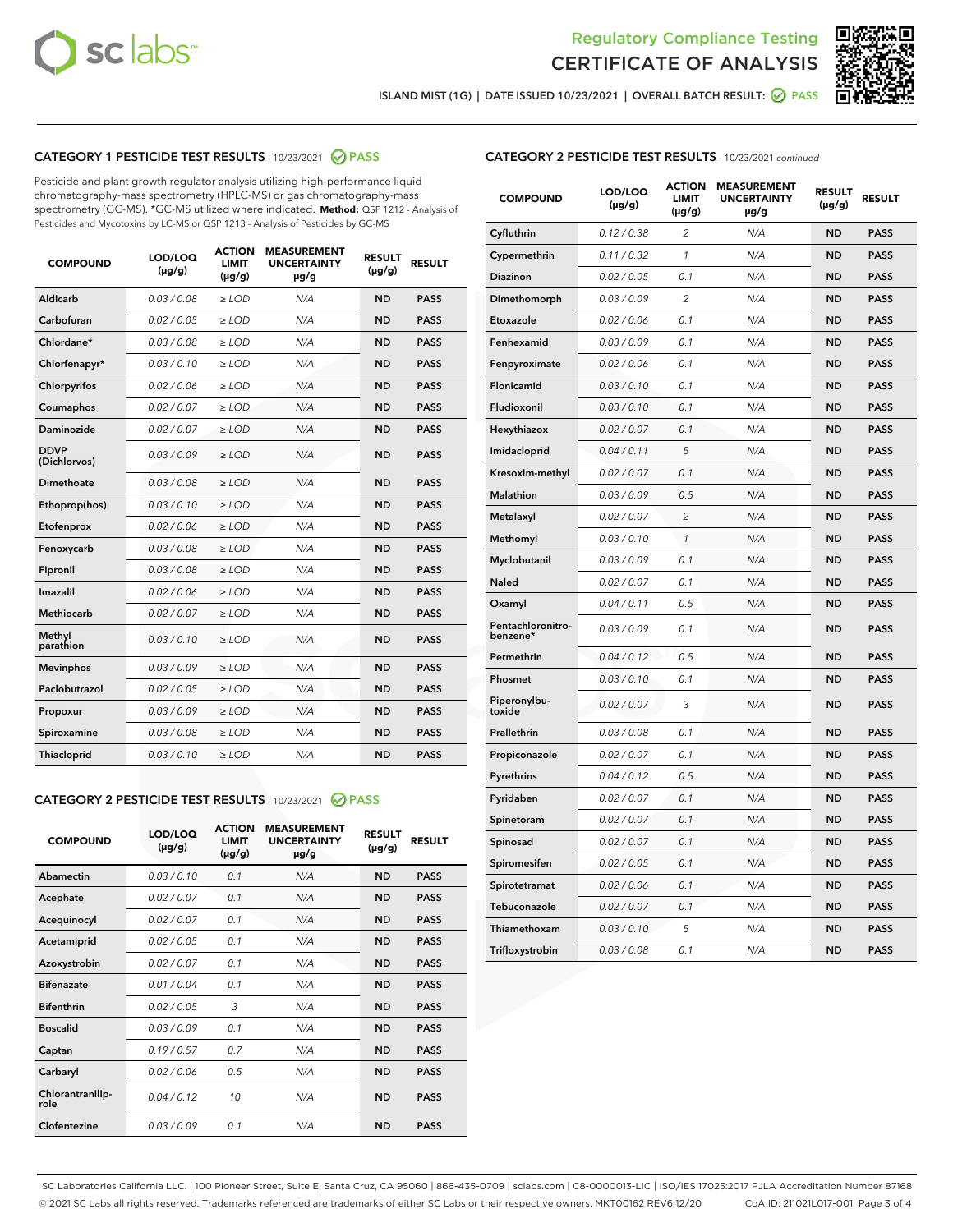# Regulatory Compliance Testing
# CERTIFICATE OF ANALYSIS

ISLAND MIST (1G) | DATE ISSUED 10/23/2021 | OVERALL BATCH RESULT: PASS

## CATEGORY 1 PESTICIDE TEST RESULTS - 10/23/2021 PASS

Pesticide and plant growth regulator analysis utilizing high-performance liquid chromatography-mass spectrometry (HPLC-MS) or gas chromatography-mass spectrometry (GC-MS). *GC-MS utilized where indicated. **Method:** QSP 1212 - Analysis of Pesticides and Mycotoxins by LC-MS or QSP 1213 - Analysis of Pesticides by GC-MS

| COMPOUND | LOD/LOQ (µg/g) | ACTION LIMIT (µg/g) | MEASUREMENT UNCERTAINTY µg/g | RESULT (µg/g) | RESULT |
|---|---|---|---|---|---|
| Aldicarb | 0.03 / 0.08 | ≥ LOD | N/A | ND | PASS |
| Carbofuran | 0.02 / 0.05 | ≥ LOD | N/A | ND | PASS |
| Chlordane* | 0.03 / 0.08 | ≥ LOD | N/A | ND | PASS |
| Chlorfenapyr* | 0.03 / 0.10 | ≥ LOD | N/A | ND | PASS |
| Chlorpyrifos | 0.02 / 0.06 | ≥ LOD | N/A | ND | PASS |
| Coumaphos | 0.02 / 0.07 | ≥ LOD | N/A | ND | PASS |
| Daminozide | 0.02 / 0.07 | ≥ LOD | N/A | ND | PASS |
| DDVP (Dichlorvos) | 0.03 / 0.09 | ≥ LOD | N/A | ND | PASS |
| Dimethoate | 0.03 / 0.08 | ≥ LOD | N/A | ND | PASS |
| Ethoprop(hos) | 0.03 / 0.10 | ≥ LOD | N/A | ND | PASS |
| Etofenprox | 0.02 / 0.06 | ≥ LOD | N/A | ND | PASS |
| Fenoxycarb | 0.03 / 0.08 | ≥ LOD | N/A | ND | PASS |
| Fipronil | 0.03 / 0.08 | ≥ LOD | N/A | ND | PASS |
| Imazalil | 0.02 / 0.06 | ≥ LOD | N/A | ND | PASS |
| Methiocarb | 0.02 / 0.07 | ≥ LOD | N/A | ND | PASS |
| Methyl parathion | 0.03 / 0.10 | ≥ LOD | N/A | ND | PASS |
| Mevinphos | 0.03 / 0.09 | ≥ LOD | N/A | ND | PASS |
| Paclobutrazol | 0.02 / 0.05 | ≥ LOD | N/A | ND | PASS |
| Propoxur | 0.03 / 0.09 | ≥ LOD | N/A | ND | PASS |
| Spiroxamine | 0.03 / 0.08 | ≥ LOD | N/A | ND | PASS |
| Thiacloprid | 0.03 / 0.10 | ≥ LOD | N/A | ND | PASS |

## CATEGORY 2 PESTICIDE TEST RESULTS - 10/23/2021 PASS

| COMPOUND | LOD/LOQ (µg/g) | ACTION LIMIT (µg/g) | MEASUREMENT UNCERTAINTY µg/g | RESULT (µg/g) | RESULT |
|---|---|---|---|---|---|
| Abamectin | 0.03 / 0.10 | 0.1 | N/A | ND | PASS |
| Acephate | 0.02 / 0.07 | 0.1 | N/A | ND | PASS |
| Acequinocyl | 0.02 / 0.07 | 0.1 | N/A | ND | PASS |
| Acetamiprid | 0.02 / 0.05 | 0.1 | N/A | ND | PASS |
| Azoxystrobin | 0.02 / 0.07 | 0.1 | N/A | ND | PASS |
| Bifenazate | 0.01 / 0.04 | 0.1 | N/A | ND | PASS |
| Bifenthrin | 0.02 / 0.05 | 3 | N/A | ND | PASS |
| Boscalid | 0.03 / 0.09 | 0.1 | N/A | ND | PASS |
| Captan | 0.19 / 0.57 | 0.7 | N/A | ND | PASS |
| Carbaryl | 0.02 / 0.06 | 0.5 | N/A | ND | PASS |
| Chlorantraniliprole | 0.04 / 0.12 | 10 | N/A | ND | PASS |
| Clofentezine | 0.03 / 0.09 | 0.1 | N/A | ND | PASS |
| Cyfluthrin | 0.12 / 0.38 | 2 | N/A | ND | PASS |
| Cypermethrin | 0.11 / 0.32 | 1 | N/A | ND | PASS |
| Diazinon | 0.02 / 0.05 | 0.1 | N/A | ND | PASS |
| Dimethomorph | 0.03 / 0.09 | 2 | N/A | ND | PASS |
| Etoxazole | 0.02 / 0.06 | 0.1 | N/A | ND | PASS |
| Fenhexamid | 0.03 / 0.09 | 0.1 | N/A | ND | PASS |
| Fenpyroximate | 0.02 / 0.06 | 0.1 | N/A | ND | PASS |
| Flonicamid | 0.03 / 0.10 | 0.1 | N/A | ND | PASS |
| Fludioxonil | 0.03 / 0.10 | 0.1 | N/A | ND | PASS |
| Hexythiazox | 0.02 / 0.07 | 0.1 | N/A | ND | PASS |
| Imidacloprid | 0.04 / 0.11 | 5 | N/A | ND | PASS |
| Kresoxim-methyl | 0.02 / 0.07 | 0.1 | N/A | ND | PASS |
| Malathion | 0.03 / 0.09 | 0.5 | N/A | ND | PASS |
| Metalaxyl | 0.02 / 0.07 | 2 | N/A | ND | PASS |
| Methomyl | 0.03 / 0.10 | 1 | N/A | ND | PASS |
| Myclobutanil | 0.03 / 0.09 | 0.1 | N/A | ND | PASS |
| Naled | 0.02 / 0.07 | 0.1 | N/A | ND | PASS |
| Oxamyl | 0.04 / 0.11 | 0.5 | N/A | ND | PASS |
| Pentachloronitrobenzene* | 0.03 / 0.09 | 0.1 | N/A | ND | PASS |
| Permethrin | 0.04 / 0.12 | 0.5 | N/A | ND | PASS |
| Phosmet | 0.03 / 0.10 | 0.1 | N/A | ND | PASS |
| Piperonylbutoxide | 0.02 / 0.07 | 3 | N/A | ND | PASS |
| Prallethrin | 0.03 / 0.08 | 0.1 | N/A | ND | PASS |
| Propiconazole | 0.02 / 0.07 | 0.1 | N/A | ND | PASS |
| Pyrethrins | 0.04 / 0.12 | 0.5 | N/A | ND | PASS |
| Pyridaben | 0.02 / 0.07 | 0.1 | N/A | ND | PASS |
| Spinetoram | 0.02 / 0.07 | 0.1 | N/A | ND | PASS |
| Spinosad | 0.02 / 0.07 | 0.1 | N/A | ND | PASS |
| Spiromesifen | 0.02 / 0.05 | 0.1 | N/A | ND | PASS |
| Spirotetramat | 0.02 / 0.06 | 0.1 | N/A | ND | PASS |
| Tebuconazole | 0.02 / 0.07 | 0.1 | N/A | ND | PASS |
| Thiamethoxam | 0.03 / 0.10 | 5 | N/A | ND | PASS |
| Trifloxystrobin | 0.03 / 0.08 | 0.1 | N/A | ND | PASS |

SC Laboratories California LLC. | 100 Pioneer Street, Suite E, Santa Cruz, CA 95060 | 866-435-0709 | sclabs.com | C8-0000013-LIC | ISO/IES 17025:2017 PJLA Accreditation Number 87168
© 2021 SC Labs all rights reserved. Trademarks referenced are trademarks of either SC Labs or their respective owners. MKT00162 REV6 12/20 CoA ID: 211021L017-001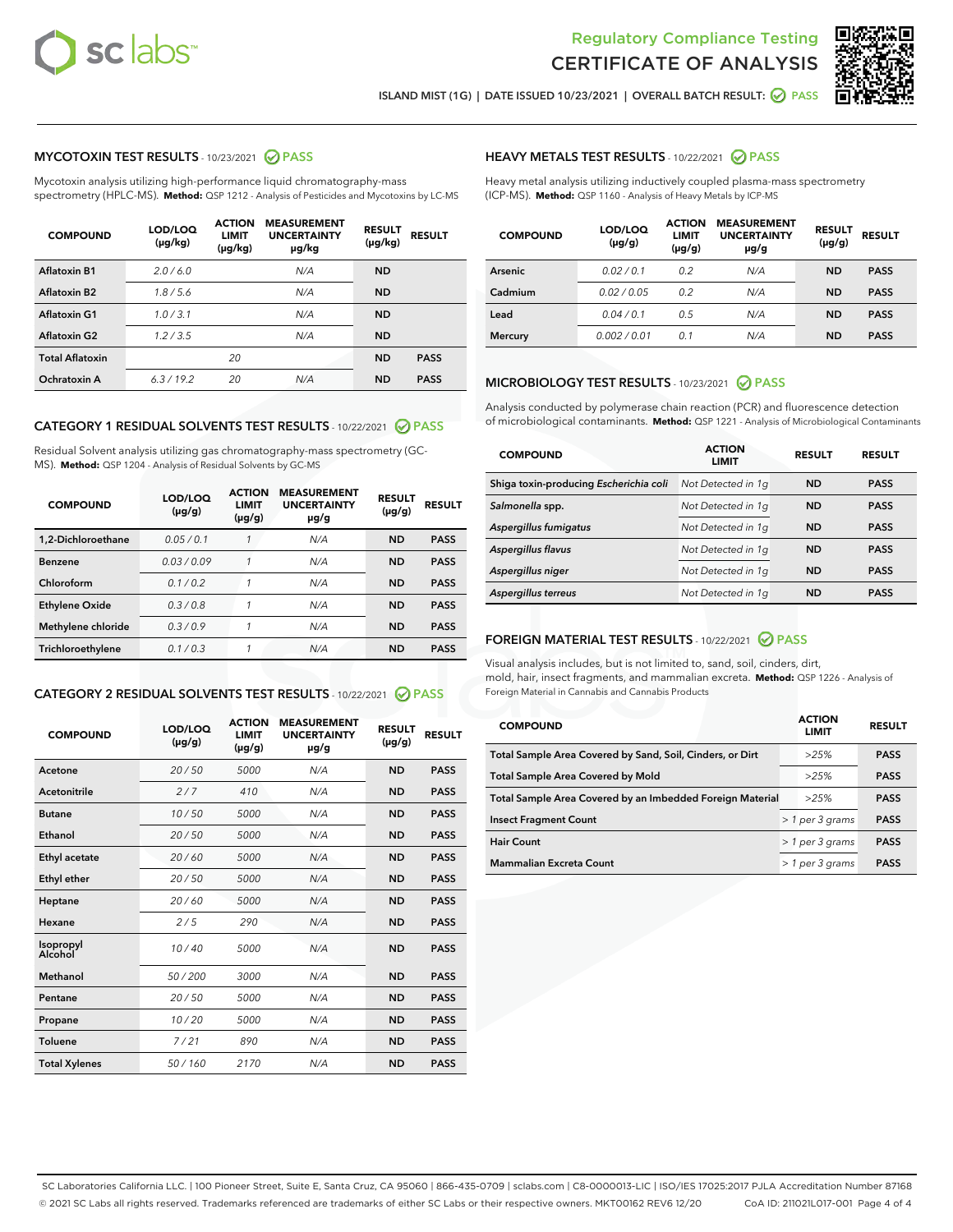Regulatory Compliance Testing

# CERTIFICATE OF ANALYSIS

ISLAND MIST (1G) | DATE ISSUED 10/23/2021 | OVERALL BATCH RESULT: PASS

## MYCOTOXIN TEST RESULTS - 10/23/2021 PASS

Mycotoxin analysis utilizing high-performance liquid chromatography-mass spectrometry (HPLC-MS). **Method:** QSP 1212 - Analysis of Pesticides and Mycotoxins by LC-MS

| COMPOUND | LOD/LOQ (µg/kg) | ACTION LIMIT (µg/kg) | MEASUREMENT UNCERTAINTY µg/kg | RESULT (µg/kg) | RESULT |
|---|---|---|---|---|---|
| Aflatoxin B1 | 2.0 / 6.0 | | N/A | ND | |
| Aflatoxin B2 | 1.8 / 5.6 | | N/A | ND | |
| Aflatoxin G1 | 1.0 / 3.1 | | N/A | ND | |
| Aflatoxin G2 | 1.2 / 3.5 | | N/A | ND | |
| Total Aflatoxin | | 20 | | ND | PASS |
| Ochratoxin A | 6.3 / 19.2 | 20 | N/A | ND | PASS |

## CATEGORY 1 RESIDUAL SOLVENTS TEST RESULTS - 10/22/2021 PASS

Residual Solvent analysis utilizing gas chromatography-mass spectrometry (GC-MS). **Method:** QSP 1204 - Analysis of Residual Solvents by GC-MS

| COMPOUND | LOD/LOQ (µg/g) | ACTION LIMIT (µg/g) | MEASUREMENT UNCERTAINTY µg/g | RESULT (µg/g) | RESULT |
|---|---|---|---|---|---|
| 1,2-Dichloroethane | 0.05 / 0.1 | 1 | N/A | ND | PASS |
| Benzene | 0.03 / 0.09 | 1 | N/A | ND | PASS |
| Chloroform | 0.1 / 0.2 | 1 | N/A | ND | PASS |
| Ethylene Oxide | 0.3 / 0.8 | 1 | N/A | ND | PASS |
| Methylene chloride | 0.3 / 0.9 | 1 | N/A | ND | PASS |
| Trichloroethylene | 0.1 / 0.3 | 1 | N/A | ND | PASS |

## CATEGORY 2 RESIDUAL SOLVENTS TEST RESULTS - 10/22/2021 PASS

| COMPOUND | LOD/LOQ (µg/g) | ACTION LIMIT (µg/g) | MEASUREMENT UNCERTAINTY µg/g | RESULT (µg/g) | RESULT |
|---|---|---|---|---|---|
| Acetone | 20 / 50 | 5000 | N/A | ND | PASS |
| Acetonitrile | 2 / 7 | 410 | N/A | ND | PASS |
| Butane | 10 / 50 | 5000 | N/A | ND | PASS |
| Ethanol | 20 / 50 | 5000 | N/A | ND | PASS |
| Ethyl acetate | 20 / 60 | 5000 | N/A | ND | PASS |
| Ethyl ether | 20 / 50 | 5000 | N/A | ND | PASS |
| Heptane | 20 / 60 | 5000 | N/A | ND | PASS |
| Hexane | 2 / 5 | 290 | N/A | ND | PASS |
| Isopropyl Alcohol | 10 / 40 | 5000 | N/A | ND | PASS |
| Methanol | 50 / 200 | 3000 | N/A | ND | PASS |
| Pentane | 20 / 50 | 5000 | N/A | ND | PASS |
| Propane | 10 / 20 | 5000 | N/A | ND | PASS |
| Toluene | 7 / 21 | 890 | N/A | ND | PASS |
| Total Xylenes | 50 / 160 | 2170 | N/A | ND | PASS |

## HEAVY METALS TEST RESULTS - 10/22/2021 PASS

Heavy metal analysis utilizing inductively coupled plasma-mass spectrometry (ICP-MS). **Method:** QSP 1160 - Analysis of Heavy Metals by ICP-MS

| COMPOUND | LOD/LOQ (µg/g) | ACTION LIMIT (µg/g) | MEASUREMENT UNCERTAINTY µg/g | RESULT (µg/g) | RESULT |
|---|---|---|---|---|---|
| Arsenic | 0.02 / 0.1 | 0.2 | N/A | ND | PASS |
| Cadmium | 0.02 / 0.05 | 0.2 | N/A | ND | PASS |
| Lead | 0.04 / 0.1 | 0.5 | N/A | ND | PASS |
| Mercury | 0.002 / 0.01 | 0.1 | N/A | ND | PASS |

## MICROBIOLOGY TEST RESULTS - 10/23/2021 PASS

Analysis conducted by polymerase chain reaction (PCR) and fluorescence detection of microbiological contaminants. **Method:** QSP 1221 - Analysis of Microbiological Contaminants

| COMPOUND | ACTION LIMIT | RESULT | RESULT |
|---|---|---|---|
| Shiga toxin-producing *Escherichia coli* | Not Detected in 1g | ND | PASS |
| *Salmonella* spp. | Not Detected in 1g | ND | PASS |
| *Aspergillus fumigatus* | Not Detected in 1g | ND | PASS |
| *Aspergillus flavus* | Not Detected in 1g | ND | PASS |
| *Aspergillus niger* | Not Detected in 1g | ND | PASS |
| *Aspergillus terreus* | Not Detected in 1g | ND | PASS |

## FOREIGN MATERIAL TEST RESULTS - 10/22/2021 PASS

Visual analysis includes, but is not limited to, sand, soil, cinders, dirt, mold, hair, insect fragments, and mammalian excreta. **Method:** QSP 1226 - Analysis of Foreign Material in Cannabis and Cannabis Products

| COMPOUND | ACTION LIMIT | RESULT |
|---|---|---|
| Total Sample Area Covered by Sand, Soil, Cinders, or Dirt | >25% | PASS |
| Total Sample Area Covered by Mold | >25% | PASS |
| Total Sample Area Covered by an Imbedded Foreign Material | >25% | PASS |
| Insect Fragment Count | > 1 per 3 grams | PASS |
| Hair Count | > 1 per 3 grams | PASS |
| Mammalian Excreta Count | > 1 per 3 grams | PASS |

SC Laboratories California LLC. | 100 Pioneer Street, Suite E, Santa Cruz, CA 95060 | 866-435-0709 | sclabs.com | C8-0000013-LIC | ISO/IES 17025:2017 PJLA Accreditation Number 87168
© 2021 SC Labs all rights reserved. Trademarks referenced are trademarks of either SC Labs or their respective owners. MKT00162 REV6 12/20 CoA ID: 211021L017-001